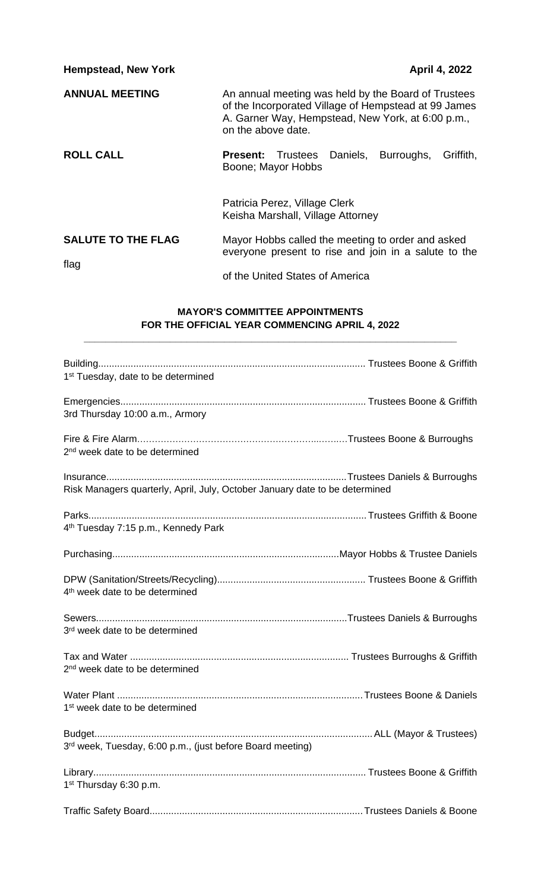**Hempstead, New York** **April 4, 2022**

**ANNUAL MEETING**

An annual meeting was held by the Board of Trustees of the Incorporated Village of Hempstead at 99 James A. Garner Way, Hempstead, New York, at 6:00 p.m., on the above date.

**ROLL CALL**

**Present:** Trustees Daniels, Burroughs, Griffith, Boone; Mayor Hobbs

Patricia Perez, Village Clerk
Keisha Marshall, Village Attorney

**SALUTE TO THE FLAG**

Mayor Hobbs called the meeting to order and asked everyone present to rise and join in a salute to the flag of the United States of America

**MAYOR'S COMMITTEE APPOINTMENTS**
**FOR THE OFFICIAL YEAR COMMENCING APRIL 4, 2022**

Building.................................................................................................. Trustees Boone & Griffith
1st Tuesday, date to be determined

Emergencies.......................................................................................... Trustees Boone & Griffith
3rd Thursday 10:00 a.m., Armory

Fire & Fire Alarm…………………………………………………...………Trustees Boone & Burroughs
2nd week date to be determined

Insurance.........................................................................................Trustees Daniels & Burroughs
Risk Managers quarterly, April, July, October January date to be determined

Parks......................................................................................................Trustees Griffith & Boone
4th Tuesday 7:15 p.m., Kennedy Park

Purchasing...................................................................................Mayor Hobbs & Trustee Daniels

DPW (Sanitation/Streets/Recycling)...................................................... Trustees Boone & Griffith
4th week date to be determined

Sewers.............................................................................................Trustees Daniels & Burroughs
3rd week date to be determined

Tax and Water ................................................................................ Trustees Burroughs & Griffith
2nd week date to be determined

Water Plant ..........................................................................................Trustees Boone & Daniels
1st week date to be determined

Budget......................................................................................................ALL (Mayor & Trustees)
3rd week, Tuesday, 6:00 p.m., (just before Board meeting)

Library.................................................................................................... Trustees Boone & Griffith
1st Thursday 6:30 p.m.

Traffic Safety Board.............................................................................Trustees Daniels & Boone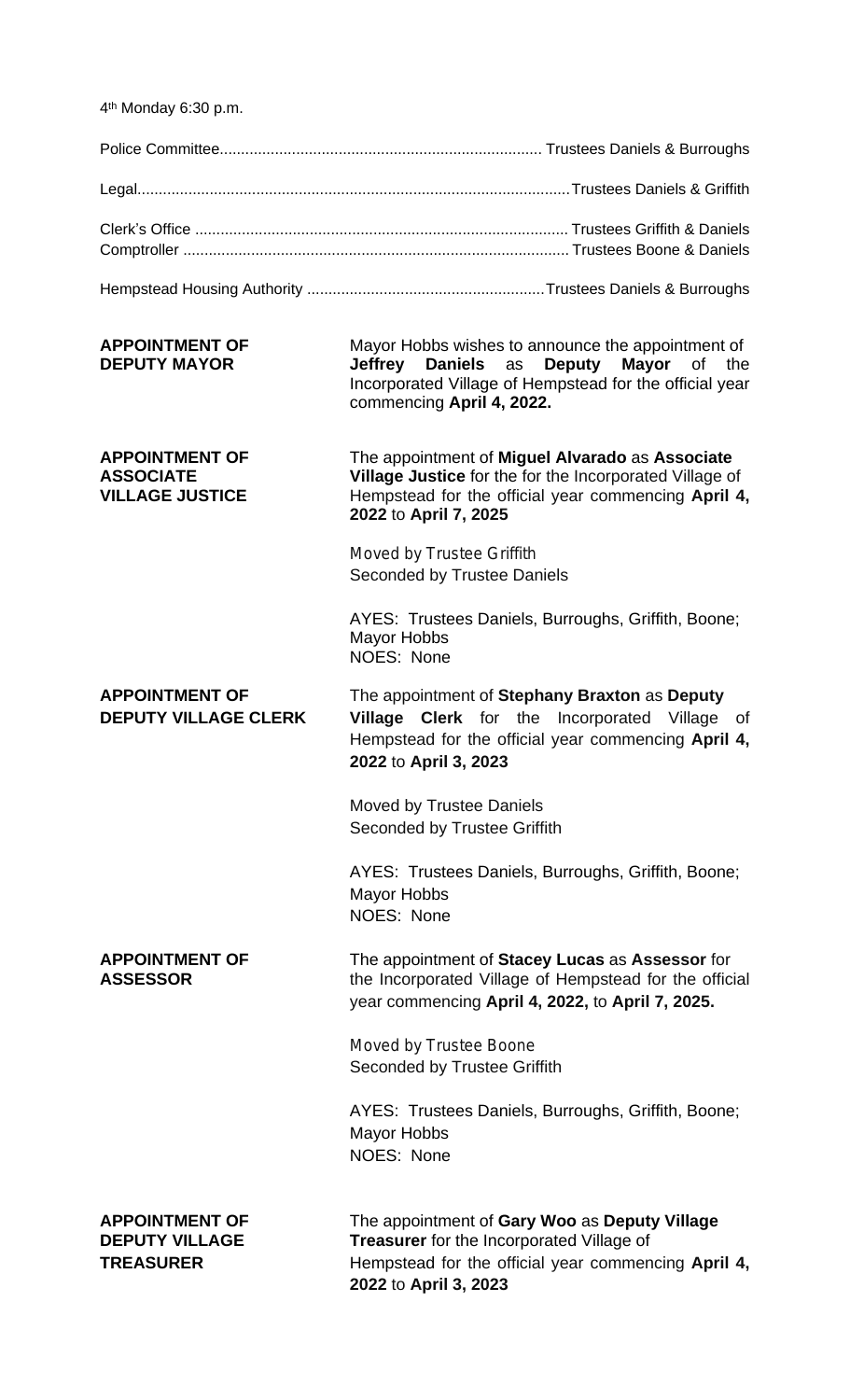4th Monday 6:30 p.m.

Police Committee........................................................................... Trustees Daniels & Burroughs

Legal.....................................................................................................Trustees Daniels & Griffith

Clerk's Office ....................................................................................... Trustees Griffith & Daniels
Comptroller .......................................................................................... Trustees Boone & Daniels

Hempstead Housing Authority .......................................................Trustees Daniels & Burroughs

**APPOINTMENT OF DEPUTY MAYOR**

Mayor Hobbs wishes to announce the appointment of **Jeffrey Daniels** as **Deputy Mayor** of the Incorporated Village of Hempstead for the official year commencing **April 4, 2022.**

**APPOINTMENT OF ASSOCIATE VILLAGE JUSTICE**

The appointment of **Miguel Alvarado** as **Associate Village Justice** for the for the Incorporated Village of Hempstead for the official year commencing **April 4, 2022** to **April 7, 2025**

Moved by Trustee Griffith
Seconded by Trustee Daniels

AYES: Trustees Daniels, Burroughs, Griffith, Boone; Mayor Hobbs
NOES: None

**APPOINTMENT OF DEPUTY VILLAGE CLERK**

The appointment of **Stephany Braxton** as **Deputy Village Clerk** for the Incorporated Village of Hempstead for the official year commencing **April 4, 2022** to **April 3, 2023**

Moved by Trustee Daniels
Seconded by Trustee Griffith

AYES: Trustees Daniels, Burroughs, Griffith, Boone; Mayor Hobbs
NOES: None

**APPOINTMENT OF ASSESSOR**

The appointment of **Stacey Lucas** as **Assessor** for the Incorporated Village of Hempstead for the official year commencing **April 4, 2022,** to **April 7, 2025.**

Moved by Trustee Boone
Seconded by Trustee Griffith

AYES: Trustees Daniels, Burroughs, Griffith, Boone; Mayor Hobbs
NOES: None

**APPOINTMENT OF DEPUTY VILLAGE TREASURER**

The appointment of **Gary Woo** as **Deputy Village Treasurer** for the Incorporated Village of Hempstead for the official year commencing **April 4, 2022** to **April 3, 2023**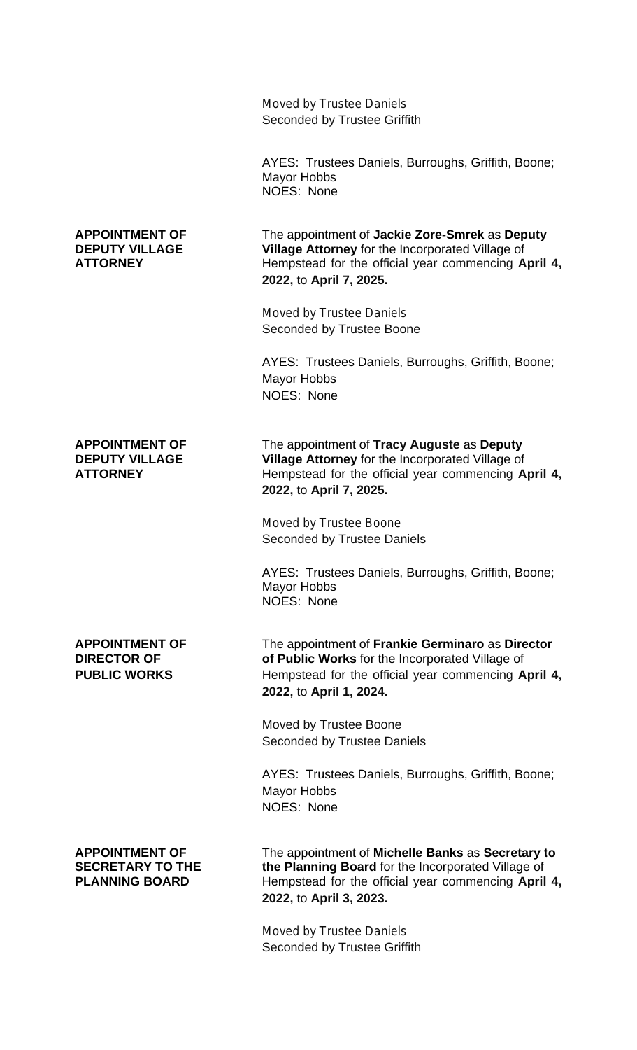Moved by Trustee Daniels
Seconded by Trustee Griffith

AYES: Trustees Daniels, Burroughs, Griffith, Boone; Mayor Hobbs
NOES: None

**APPOINTMENT OF DEPUTY VILLAGE ATTORNEY**

The appointment of **Jackie Zore-Smrek** as **Deputy Village Attorney** for the Incorporated Village of Hempstead for the official year commencing **April 4, 2022,** to **April 7, 2025.**

Moved by Trustee Daniels
Seconded by Trustee Boone

AYES: Trustees Daniels, Burroughs, Griffith, Boone; Mayor Hobbs
NOES: None

**APPOINTMENT OF DEPUTY VILLAGE ATTORNEY**

The appointment of **Tracy Auguste** as **Deputy Village Attorney** for the Incorporated Village of Hempstead for the official year commencing **April 4, 2022,** to **April 7, 2025.**

Moved by Trustee Boone
Seconded by Trustee Daniels

AYES: Trustees Daniels, Burroughs, Griffith, Boone; Mayor Hobbs
NOES: None

**APPOINTMENT OF DIRECTOR OF PUBLIC WORKS**

The appointment of **Frankie Germinaro** as **Director of Public Works** for the Incorporated Village of Hempstead for the official year commencing **April 4, 2022,** to **April 1, 2024.**

Moved by Trustee Boone
Seconded by Trustee Daniels

AYES: Trustees Daniels, Burroughs, Griffith, Boone; Mayor Hobbs
NOES: None

**APPOINTMENT OF SECRETARY TO THE PLANNING BOARD**

The appointment of **Michelle Banks** as **Secretary to the Planning Board** for the Incorporated Village of Hempstead for the official year commencing **April 4, 2022,** to **April 3, 2023.**

Moved by Trustee Daniels
Seconded by Trustee Griffith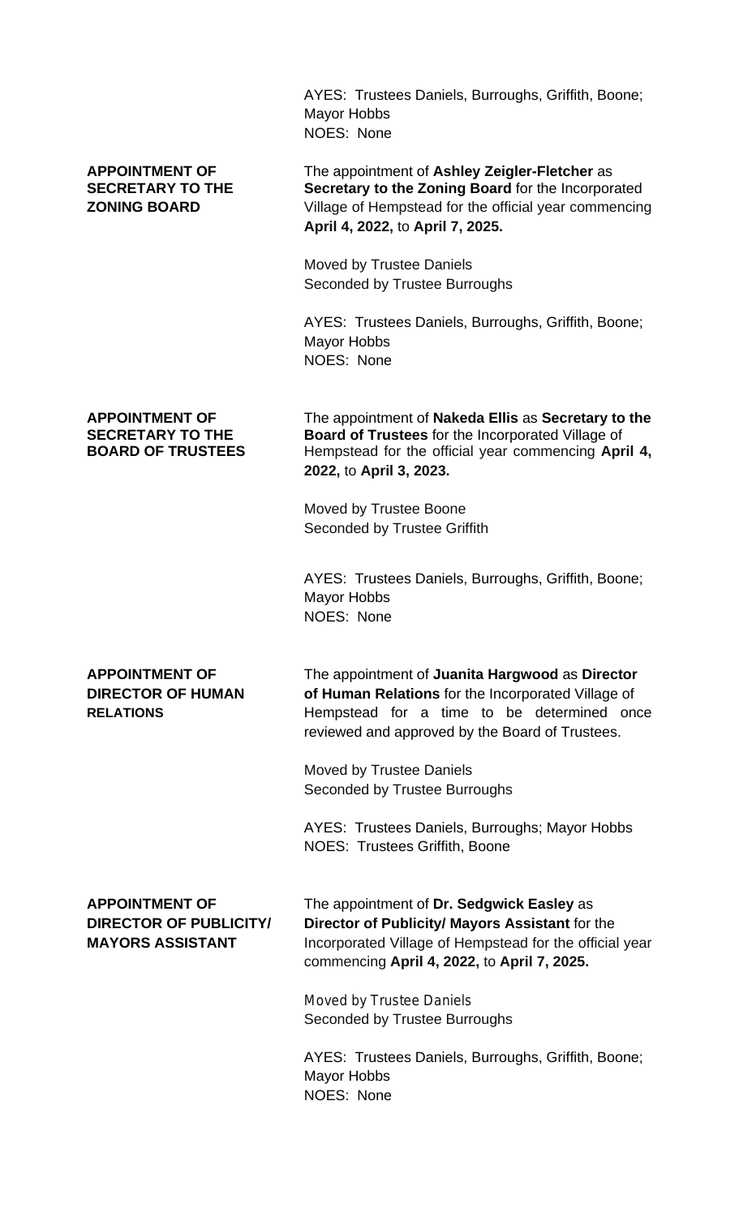AYES: Trustees Daniels, Burroughs, Griffith, Boone; Mayor Hobbs
NOES: None

**APPOINTMENT OF SECRETARY TO THE ZONING BOARD**

The appointment of **Ashley Zeigler-Fletcher** as **Secretary to the Zoning Board** for the Incorporated Village of Hempstead for the official year commencing **April 4, 2022,** to **April 7, 2025.**

Moved by Trustee Daniels
Seconded by Trustee Burroughs

AYES: Trustees Daniels, Burroughs, Griffith, Boone; Mayor Hobbs
NOES: None

**APPOINTMENT OF SECRETARY TO THE BOARD OF TRUSTEES**

The appointment of **Nakeda Ellis** as **Secretary to the Board of Trustees** for the Incorporated Village of Hempstead for the official year commencing **April 4, 2022,** to **April 3, 2023.**

Moved by Trustee Boone
Seconded by Trustee Griffith

AYES: Trustees Daniels, Burroughs, Griffith, Boone; Mayor Hobbs
NOES: None

**APPOINTMENT OF DIRECTOR OF HUMAN RELATIONS**

The appointment of **Juanita Hargwood** as **Director of Human Relations** for the Incorporated Village of Hempstead for a time to be determined once reviewed and approved by the Board of Trustees.

Moved by Trustee Daniels
Seconded by Trustee Burroughs

AYES: Trustees Daniels, Burroughs; Mayor Hobbs
NOES: Trustees Griffith, Boone

**APPOINTMENT OF DIRECTOR OF PUBLICITY/ MAYORS ASSISTANT**

The appointment of **Dr. Sedgwick Easley** as **Director of Publicity/ Mayors Assistant** for the Incorporated Village of Hempstead for the official year commencing **April 4, 2022,** to **April 7, 2025.**

Moved by Trustee Daniels
Seconded by Trustee Burroughs

AYES: Trustees Daniels, Burroughs, Griffith, Boone; Mayor Hobbs
NOES: None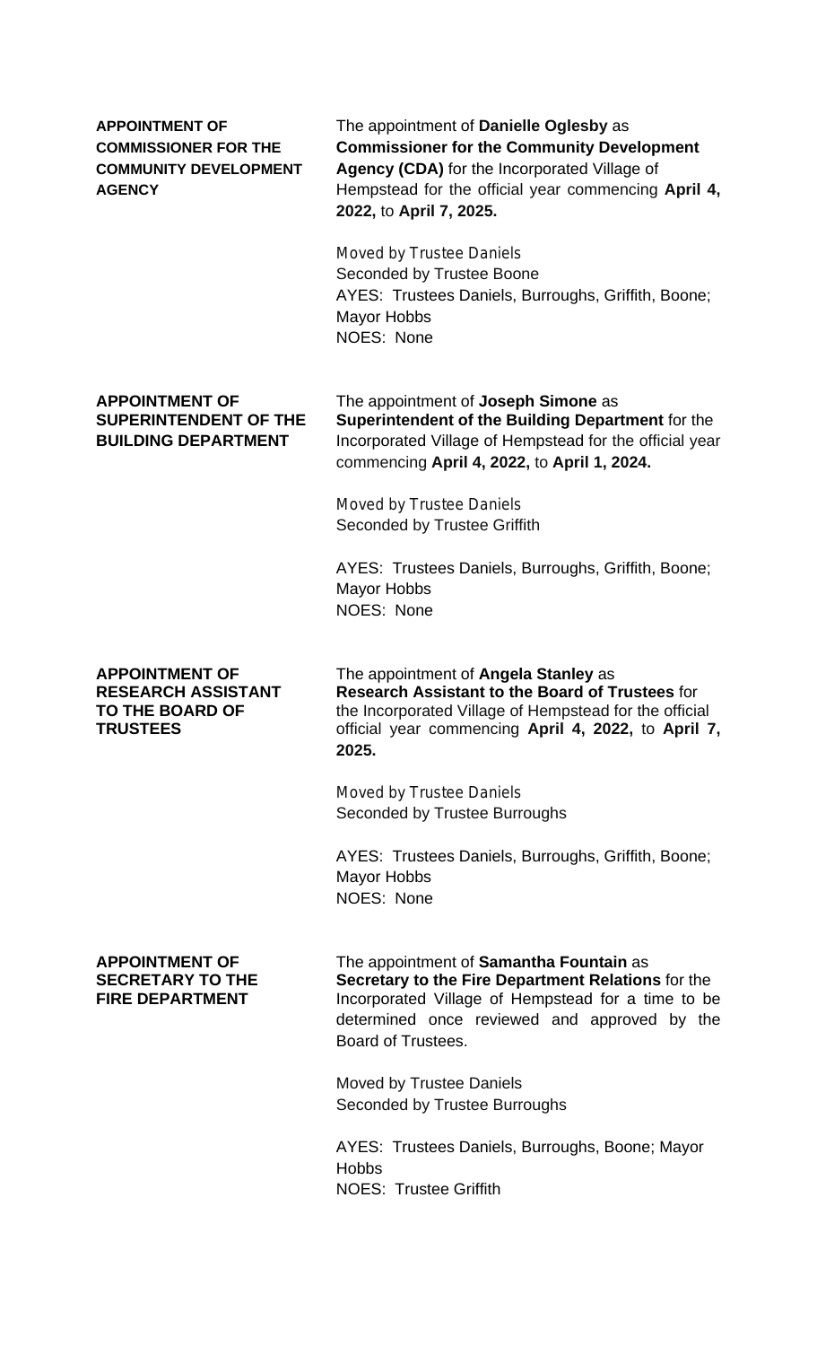**APPOINTMENT OF COMMISSIONER FOR THE COMMUNITY DEVELOPMENT AGENCY**

The appointment of **Danielle Oglesby** as **Commissioner for the Community Development Agency (CDA)** for the Incorporated Village of Hempstead for the official year commencing **April 4, 2022,** to **April 7, 2025.**

Moved by Trustee Daniels
Seconded by Trustee Boone
AYES: Trustees Daniels, Burroughs, Griffith, Boone; Mayor Hobbs
NOES: None

**APPOINTMENT OF SUPERINTENDENT OF THE BUILDING DEPARTMENT**

The appointment of **Joseph Simone** as **Superintendent of the Building Department** for the Incorporated Village of Hempstead for the official year commencing **April 4, 2022,** to **April 1, 2024.**

Moved by Trustee Daniels
Seconded by Trustee Griffith

AYES: Trustees Daniels, Burroughs, Griffith, Boone; Mayor Hobbs
NOES: None

**APPOINTMENT OF RESEARCH ASSISTANT TO THE BOARD OF TRUSTEES**

The appointment of **Angela Stanley** as **Research Assistant to the Board of Trustees** for the Incorporated Village of Hempstead for the official year commencing **April 4, 2022,** to **April 7, 2025.**

Moved by Trustee Daniels
Seconded by Trustee Burroughs

AYES: Trustees Daniels, Burroughs, Griffith, Boone; Mayor Hobbs
NOES: None

**APPOINTMENT OF SECRETARY TO THE FIRE DEPARTMENT**

The appointment of **Samantha Fountain** as **Secretary to the Fire Department Relations** for the Incorporated Village of Hempstead for a time to be determined once reviewed and approved by the Board of Trustees.

Moved by Trustee Daniels
Seconded by Trustee Burroughs

AYES: Trustees Daniels, Burroughs, Boone; Mayor Hobbs
NOES: Trustee Griffith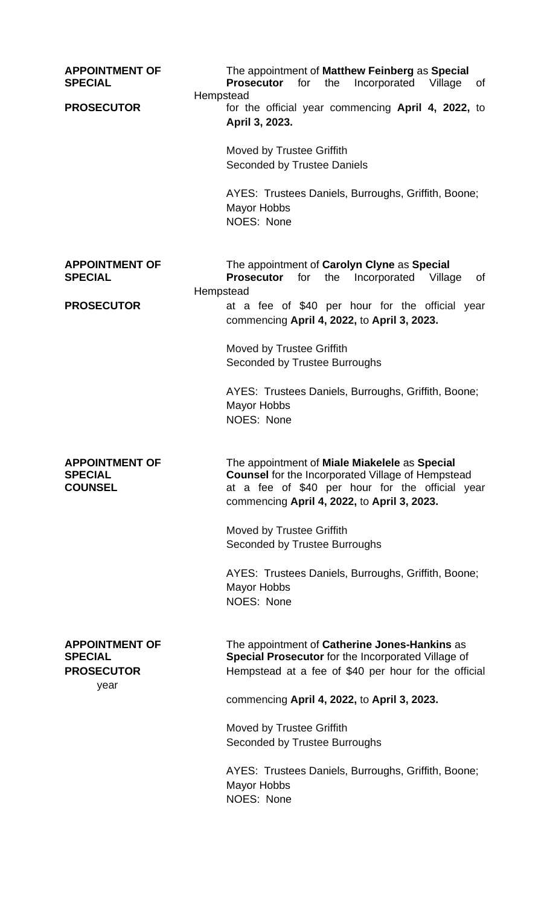**APPOINTMENT OF SPECIAL PROSECUTOR**

The appointment of **Matthew Feinberg** as **Special Prosecutor** for the Incorporated Village of Hempstead for the official year commencing **April 4, 2022,** to **April 3, 2023.**

Moved by Trustee Griffith
Seconded by Trustee Daniels

AYES: Trustees Daniels, Burroughs, Griffith, Boone; Mayor Hobbs
NOES: None

**APPOINTMENT OF SPECIAL PROSECUTOR**

The appointment of **Carolyn Clyne** as **Special Prosecutor** for the Incorporated Village of Hempstead at a fee of $40 per hour for the official year commencing **April 4, 2022,** to **April 3, 2023.**

Moved by Trustee Griffith
Seconded by Trustee Burroughs

AYES: Trustees Daniels, Burroughs, Griffith, Boone; Mayor Hobbs
NOES: None

**APPOINTMENT OF SPECIAL COUNSEL**

The appointment of **Miale Miakelele** as **Special Counsel** for the Incorporated Village of Hempstead at a fee of $40 per hour for the official year commencing **April 4, 2022,** to **April 3, 2023.**

Moved by Trustee Griffith
Seconded by Trustee Burroughs

AYES: Trustees Daniels, Burroughs, Griffith, Boone; Mayor Hobbs
NOES: None

**APPOINTMENT OF SPECIAL PROSECUTOR**

The appointment of **Catherine Jones-Hankins** as **Special Prosecutor** for the Incorporated Village of Hempstead at a fee of $40 per hour for the official year commencing **April 4, 2022,** to **April 3, 2023.**

Moved by Trustee Griffith
Seconded by Trustee Burroughs

AYES: Trustees Daniels, Burroughs, Griffith, Boone; Mayor Hobbs
NOES: None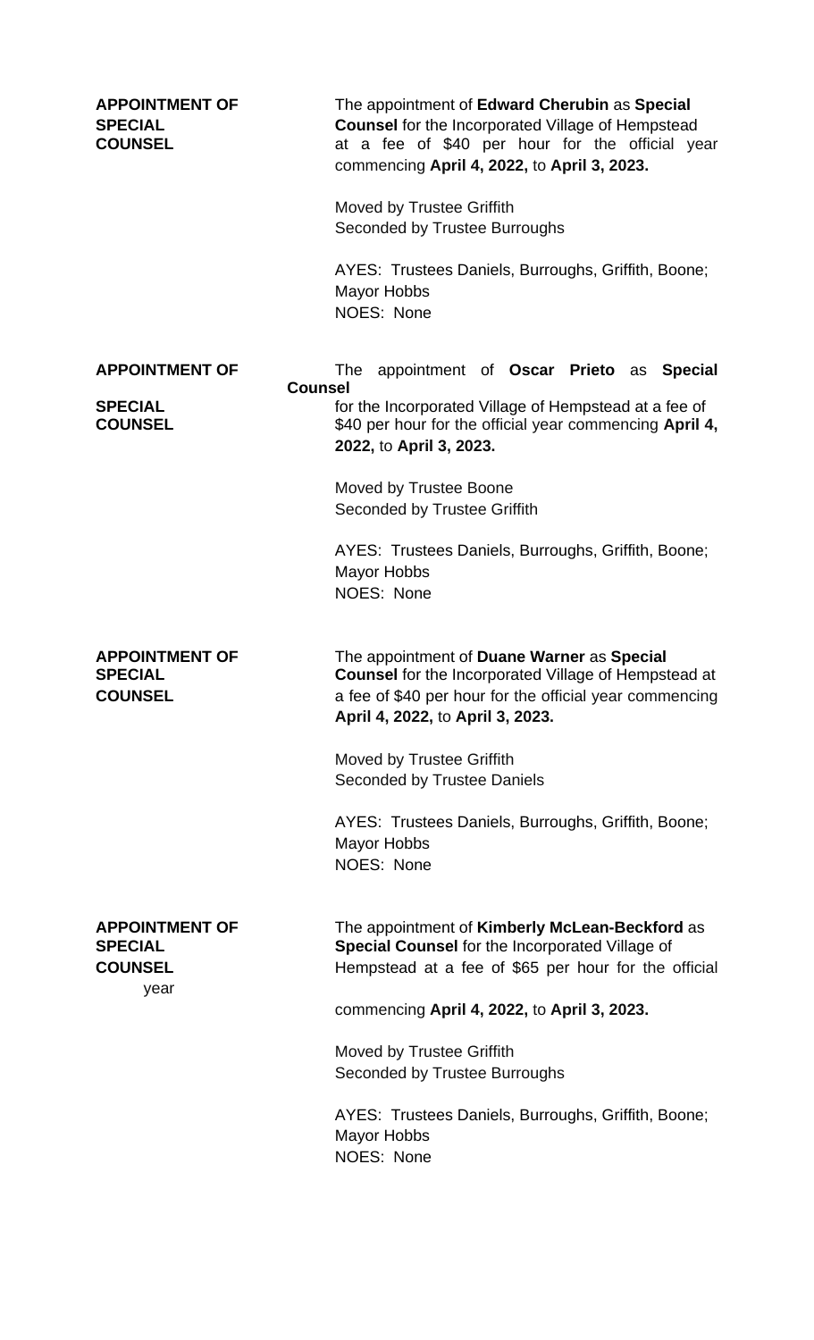**APPOINTMENT OF SPECIAL COUNSEL**

The appointment of **Edward Cherubin** as **Special Counsel** for the Incorporated Village of Hempstead at a fee of $40 per hour for the official year commencing **April 4, 2022,** to **April 3, 2023.**

Moved by Trustee Griffith
Seconded by Trustee Burroughs

AYES: Trustees Daniels, Burroughs, Griffith, Boone; Mayor Hobbs
NOES: None

**APPOINTMENT OF SPECIAL COUNSEL**

The appointment of **Oscar Prieto** as **Special Counsel** for the Incorporated Village of Hempstead at a fee of $40 per hour for the official year commencing **April 4, 2022,** to **April 3, 2023.**

Moved by Trustee Boone
Seconded by Trustee Griffith

AYES: Trustees Daniels, Burroughs, Griffith, Boone; Mayor Hobbs
NOES: None

**APPOINTMENT OF SPECIAL COUNSEL**

The appointment of **Duane Warner** as **Special Counsel** for the Incorporated Village of Hempstead at a fee of $40 per hour for the official year commencing **April 4, 2022,** to **April 3, 2023.**

Moved by Trustee Griffith
Seconded by Trustee Daniels

AYES: Trustees Daniels, Burroughs, Griffith, Boone; Mayor Hobbs
NOES: None

**APPOINTMENT OF SPECIAL COUNSEL**

The appointment of **Kimberly McLean-Beckford** as **Special Counsel** for the Incorporated Village of Hempstead at a fee of $65 per hour for the official year commencing **April 4, 2022,** to **April 3, 2023.**

Moved by Trustee Griffith
Seconded by Trustee Burroughs

AYES: Trustees Daniels, Burroughs, Griffith, Boone; Mayor Hobbs
NOES: None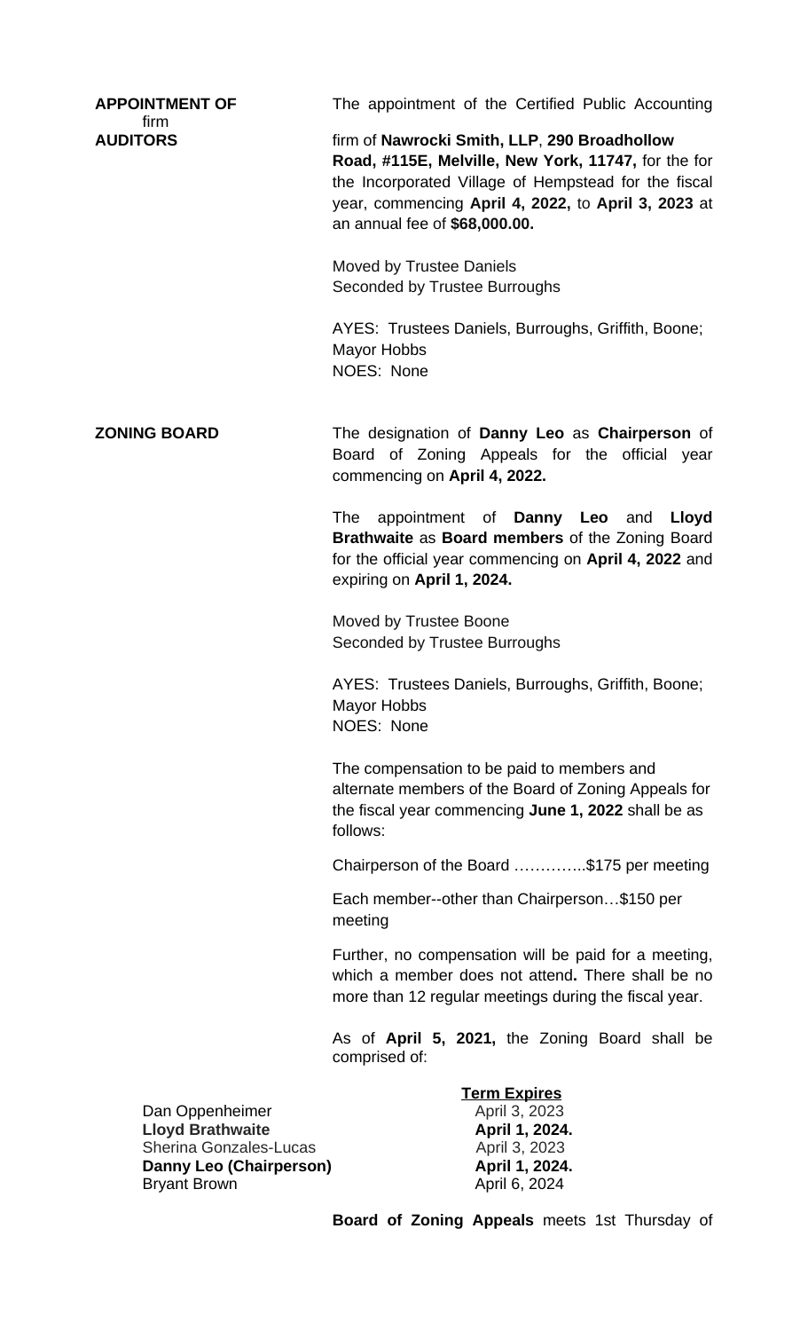**APPOINTMENT OF AUDITORS** firm

The appointment of the Certified Public Accounting firm of **Nawrocki Smith, LLP**, **290 Broadhollow Road, #115E, Melville, New York, 11747,** for the for the Incorporated Village of Hempstead for the fiscal year, commencing **April 4, 2022,** to **April 3, 2023** at an annual fee of **$68,000.00.**

Moved by Trustee Daniels
Seconded by Trustee Burroughs

AYES: Trustees Daniels, Burroughs, Griffith, Boone; Mayor Hobbs
NOES: None

**ZONING BOARD**

The designation of **Danny Leo** as **Chairperson** of Board of Zoning Appeals for the official year commencing on **April 4, 2022.**

The appointment of **Danny Leo** and **Lloyd Brathwaite** as **Board members** of the Zoning Board for the official year commencing on **April 4, 2022** and expiring on **April 1, 2024.**

Moved by Trustee Boone
Seconded by Trustee Burroughs

AYES: Trustees Daniels, Burroughs, Griffith, Boone; Mayor Hobbs
NOES: None

The compensation to be paid to members and alternate members of the Board of Zoning Appeals for the fiscal year commencing **June 1, 2022** shall be as follows:

Chairperson of the Board …………..$175 per meeting

Each member--other than Chairperson…$150 per meeting

Further, no compensation will be paid for a meeting, which a member does not attend**.** There shall be no more than 12 regular meetings during the fiscal year.

As of **April 5, 2021,** the Zoning Board shall be comprised of:

| | **Term Expires** |
|---|---|
| Dan Oppenheimer | April 3, 2023 |
| **Lloyd Brathwaite** | **April 1, 2024.** |
| Sherina Gonzales-Lucas | April 3, 2023 |
| **Danny Leo (Chairperson)** | **April 1, 2024.** |
| Bryant Brown | April 6, 2024 |

**Board of Zoning Appeals** meets 1st Thursday of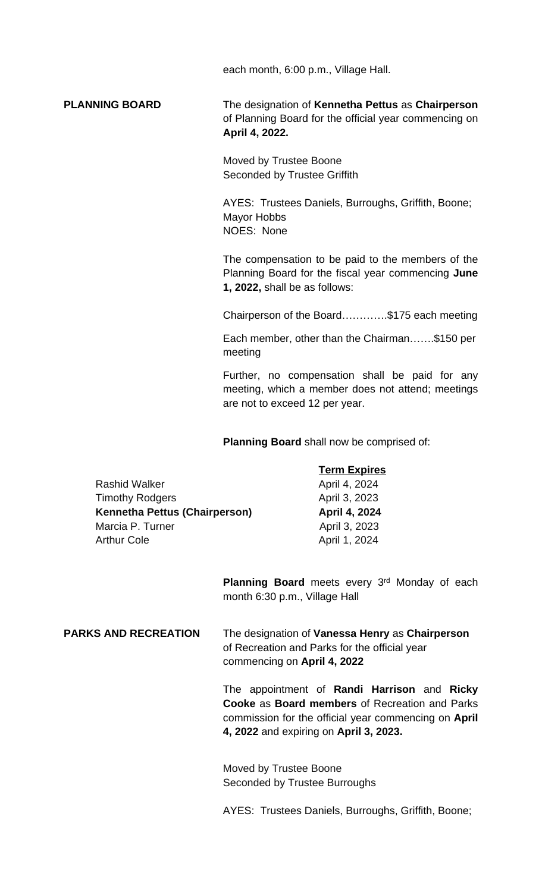each month, 6:00 p.m., Village Hall.

**PLANNING BOARD**

The designation of **Kennetha Pettus** as **Chairperson** of Planning Board for the official year commencing on **April 4, 2022.**

Moved by Trustee Boone
Seconded by Trustee Griffith

AYES: Trustees Daniels, Burroughs, Griffith, Boone; Mayor Hobbs
NOES: None

The compensation to be paid to the members of the Planning Board for the fiscal year commencing **June 1, 2022,** shall be as follows:

Chairperson of the Board………….$175 each meeting

Each member, other than the Chairman…….$150 per meeting

Further, no compensation shall be paid for any meeting, which a member does not attend; meetings are not to exceed 12 per year.

**Planning Board** shall now be comprised of:

| | **Term Expires** |
|---|---|
| Rashid Walker | April 4, 2024 |
| Timothy Rodgers | April 3, 2023 |
| **Kennetha Pettus (Chairperson)** | **April 4, 2024** |
| Marcia P. Turner | April 3, 2023 |
| Arthur Cole | April 1, 2024 |

**Planning Board** meets every 3rd Monday of each month 6:30 p.m., Village Hall

**PARKS AND RECREATION**

The designation of **Vanessa Henry** as **Chairperson** of Recreation and Parks for the official year commencing on **April 4, 2022**

The appointment of **Randi Harrison** and **Ricky Cooke** as **Board members** of Recreation and Parks commission for the official year commencing on **April 4, 2022** and expiring on **April 3, 2023.**

Moved by Trustee Boone
Seconded by Trustee Burroughs

AYES: Trustees Daniels, Burroughs, Griffith, Boone;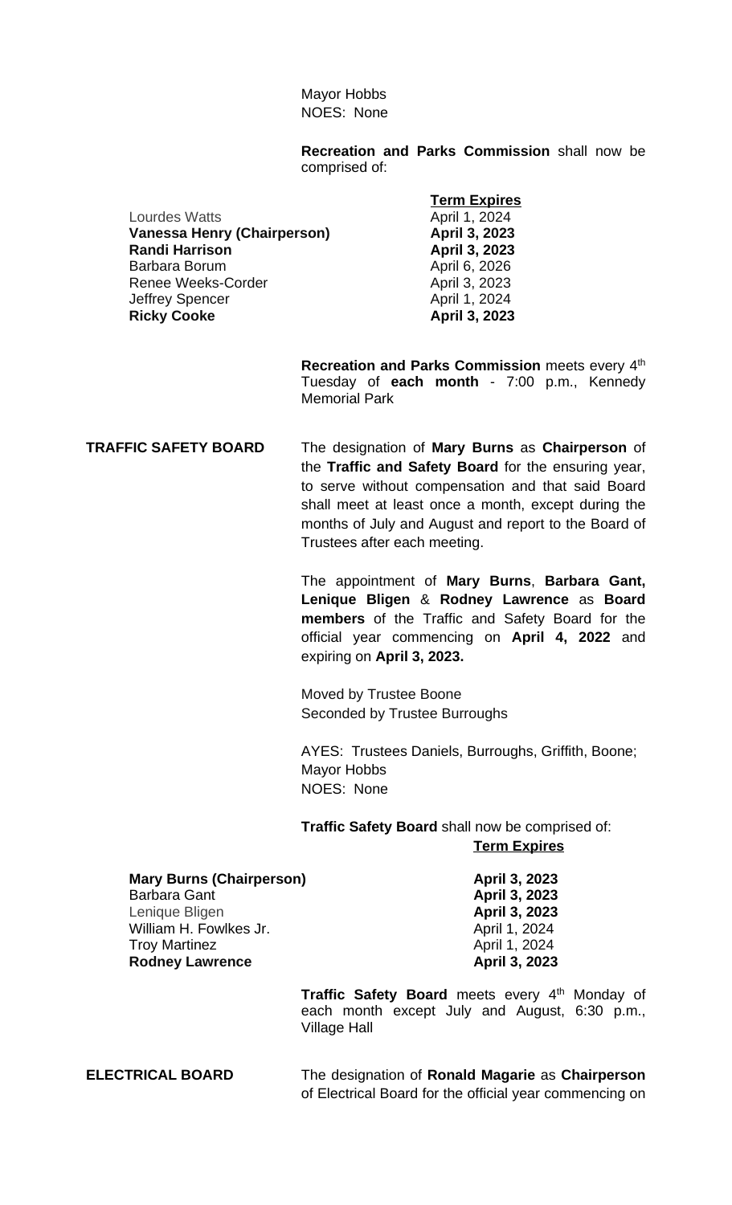Mayor Hobbs
NOES: None

**Recreation and Parks Commission** shall now be comprised of:

| | **Term Expires** |
|---|---|
| Lourdes Watts | April 1, 2024 |
| **Vanessa Henry (Chairperson)** | **April 3, 2023** |
| **Randi Harrison** | **April 3, 2023** |
| Barbara Borum | April 6, 2026 |
| Renee Weeks-Corder | April 3, 2023 |
| Jeffrey Spencer | April 1, 2024 |
| **Ricky Cooke** | **April 3, 2023** |

**Recreation and Parks Commission** meets every 4th Tuesday of **each month** - 7:00 p.m., Kennedy Memorial Park

**TRAFFIC SAFETY BOARD**

The designation of **Mary Burns** as **Chairperson** of the **Traffic and Safety Board** for the ensuring year, to serve without compensation and that said Board shall meet at least once a month, except during the months of July and August and report to the Board of Trustees after each meeting.

The appointment of **Mary Burns**, **Barbara Gant, Lenique Bligen** & **Rodney Lawrence** as **Board members** of the Traffic and Safety Board for the official year commencing on **April 4, 2022** and expiring on **April 3, 2023.**

Moved by Trustee Boone
Seconded by Trustee Burroughs

AYES: Trustees Daniels, Burroughs, Griffith, Boone; Mayor Hobbs
NOES: None

**Traffic Safety Board** shall now be comprised of:

| | **Term Expires** |
|---|---|
| **Mary Burns (Chairperson)** | **April 3, 2023** |
| Barbara Gant | **April 3, 2023** |
| Lenique Bligen | **April 3, 2023** |
| William H. Fowlkes Jr. | April 1, 2024 |
| Troy Martinez | April 1, 2024 |
| **Rodney Lawrence** | **April 3, 2023** |

**Traffic Safety Board** meets every 4th Monday of each month except July and August, 6:30 p.m., Village Hall

**ELECTRICAL BOARD**

The designation of **Ronald Magarie** as **Chairperson** of Electrical Board for the official year commencing on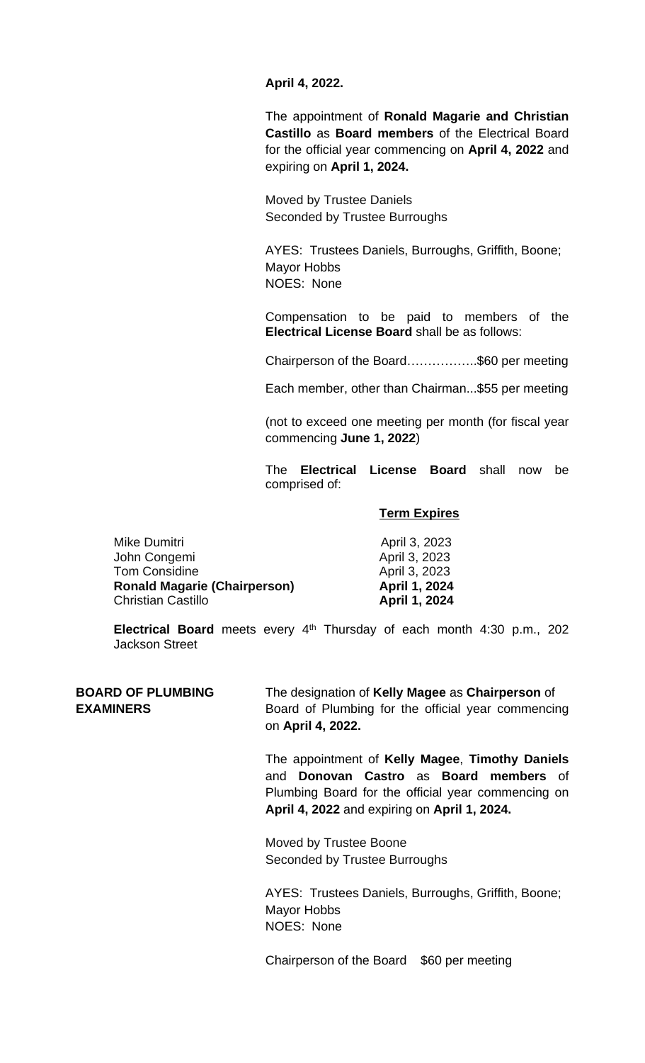**April 4, 2022.**

The appointment of **Ronald Magarie and Christian Castillo** as **Board members** of the Electrical Board for the official year commencing on **April 4, 2022** and expiring on **April 1, 2024.**

Moved by Trustee Daniels
Seconded by Trustee Burroughs

AYES: Trustees Daniels, Burroughs, Griffith, Boone; Mayor Hobbs
NOES: None

Compensation to be paid to members of the **Electrical License Board** shall be as follows:

Chairperson of the Board……………..$60 per meeting

Each member, other than Chairman...$55 per meeting

(not to exceed one meeting per month (for fiscal year commencing **June 1, 2022**)

The **Electrical License Board** shall now be comprised of:

| | **Term Expires** |
|---|---|
| Mike Dumitri | April 3, 2023 |
| John Congemi | April 3, 2023 |
| Tom Considine | April 3, 2023 |
| **Ronald Magarie (Chairperson)** | **April 1, 2024** |
| Christian Castillo | **April 1, 2024** |

**Electrical Board** meets every 4th Thursday of each month 4:30 p.m., 202 Jackson Street

**BOARD OF PLUMBING EXAMINERS**

The designation of **Kelly Magee** as **Chairperson** of Board of Plumbing for the official year commencing on **April 4, 2022.**

The appointment of **Kelly Magee**, **Timothy Daniels** and **Donovan Castro** as **Board members** of Plumbing Board for the official year commencing on **April 4, 2022** and expiring on **April 1, 2024.**

Moved by Trustee Boone
Seconded by Trustee Burroughs

AYES: Trustees Daniels, Burroughs, Griffith, Boone; Mayor Hobbs
NOES: None

Chairperson of the Board $60 per meeting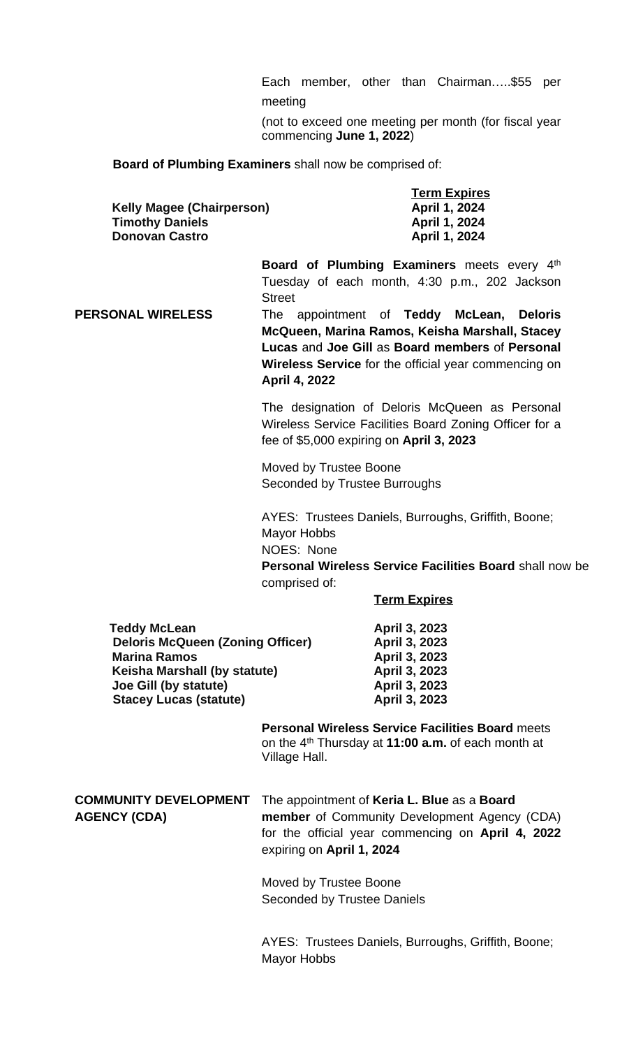Each member, other than Chairman…..$55 per meeting

(not to exceed one meeting per month (for fiscal year commencing **June 1, 2022**)

**Board of Plumbing Examiners** shall now be comprised of:

| | Term Expires |
|---|---|
| **Kelly Magee (Chairperson)** | **April 1, 2024** |
| **Timothy Daniels** | **April 1, 2024** |
| **Donovan Castro** | **April 1, 2024** |

**Board of Plumbing Examiners** meets every 4th Tuesday of each month, 4:30 p.m., 202 Jackson Street

**PERSONAL WIRELESS**

The appointment of **Teddy McLean, Deloris McQueen, Marina Ramos, Keisha Marshall, Stacey Lucas** and **Joe Gill** as **Board members** of **Personal Wireless Service** for the official year commencing on **April 4, 2022**

The designation of Deloris McQueen as Personal Wireless Service Facilities Board Zoning Officer for a fee of $5,000 expiring on **April 3, 2023**

Moved by Trustee Boone
Seconded by Trustee Burroughs

AYES: Trustees Daniels, Burroughs, Griffith, Boone; Mayor Hobbs
NOES: None

**Personal Wireless Service Facilities Board** shall now be comprised of:

| | Term Expires |
|---|---|
| **Teddy McLean** | **April 3, 2023** |
| **Deloris McQueen (Zoning Officer)** | **April 3, 2023** |
| **Marina Ramos** | **April 3, 2023** |
| **Keisha Marshall (by statute)** | **April 3, 2023** |
| **Joe Gill (by statute)** | **April 3, 2023** |
| **Stacey Lucas (statute)** | **April 3, 2023** |

**Personal Wireless Service Facilities Board** meets on the 4th Thursday at **11:00 a.m.** of each month at Village Hall.

**COMMUNITY DEVELOPMENT AGENCY (CDA)**

The appointment of **Keria L. Blue** as a **Board member** of Community Development Agency (CDA) for the official year commencing on **April 4, 2022** expiring on **April 1, 2024**

Moved by Trustee Boone
Seconded by Trustee Daniels

AYES: Trustees Daniels, Burroughs, Griffith, Boone; Mayor Hobbs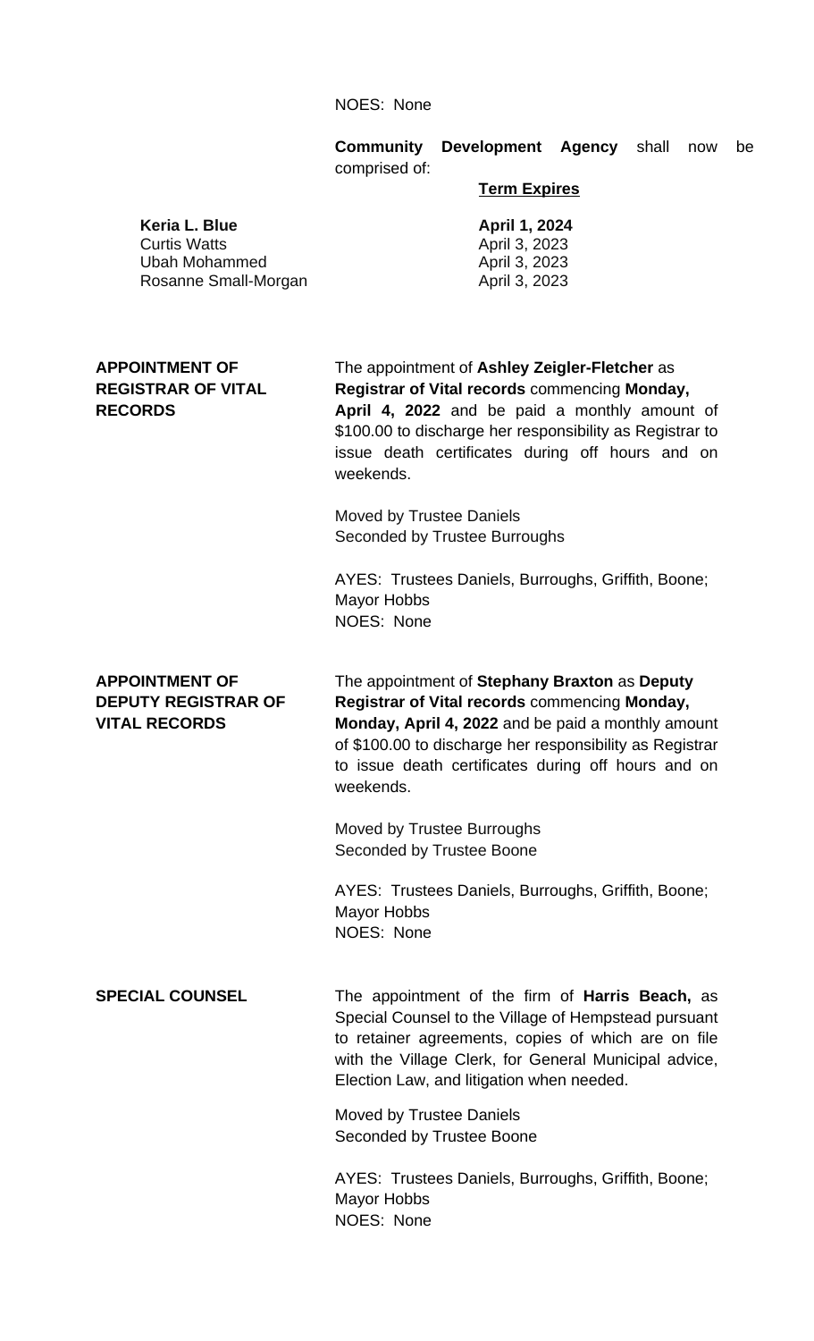NOES: None

**Community Development Agency** shall now be comprised of:

| | **Term Expires** |
|---|---|
| **Keria L. Blue** | **April 1, 2024** |
| Curtis Watts | April 3, 2023 |
| Ubah Mohammed | April 3, 2023 |
| Rosanne Small-Morgan | April 3, 2023 |

**APPOINTMENT OF REGISTRAR OF VITAL RECORDS**

The appointment of **Ashley Zeigler-Fletcher** as **Registrar of Vital records** commencing **Monday, April 4, 2022** and be paid a monthly amount of $100.00 to discharge her responsibility as Registrar to issue death certificates during off hours and on weekends.

Moved by Trustee Daniels
Seconded by Trustee Burroughs

AYES: Trustees Daniels, Burroughs, Griffith, Boone; Mayor Hobbs
NOES: None

**APPOINTMENT OF DEPUTY REGISTRAR OF VITAL RECORDS**

The appointment of **Stephany Braxton** as **Deputy Registrar of Vital records** commencing **Monday, Monday, April 4, 2022** and be paid a monthly amount of $100.00 to discharge her responsibility as Registrar to issue death certificates during off hours and on weekends.

Moved by Trustee Burroughs
Seconded by Trustee Boone

AYES: Trustees Daniels, Burroughs, Griffith, Boone; Mayor Hobbs
NOES: None

**SPECIAL COUNSEL**

The appointment of the firm of **Harris Beach,** as Special Counsel to the Village of Hempstead pursuant to retainer agreements, copies of which are on file with the Village Clerk, for General Municipal advice, Election Law, and litigation when needed.

Moved by Trustee Daniels
Seconded by Trustee Boone

AYES: Trustees Daniels, Burroughs, Griffith, Boone; Mayor Hobbs
NOES: None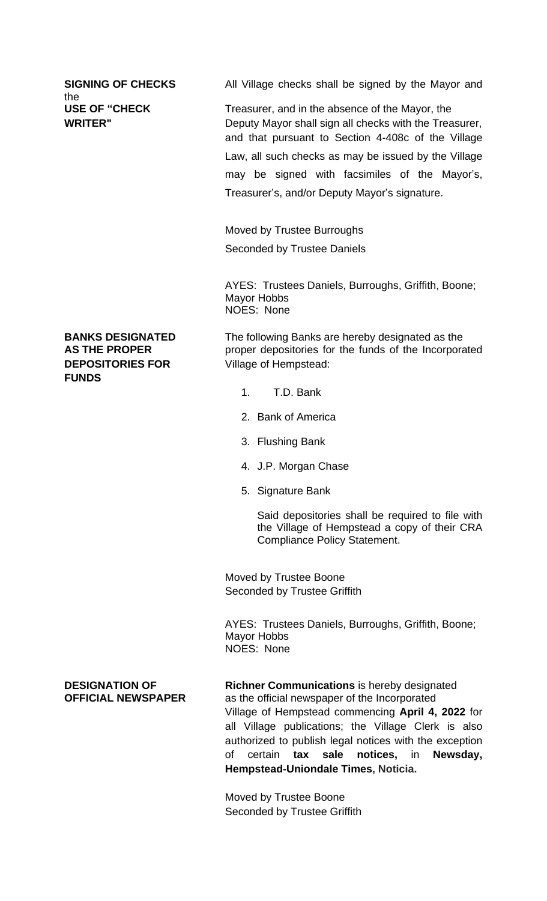**SIGNING OF CHECKS** the **USE OF "CHECK WRITER"**

All Village checks shall be signed by the Mayor and Treasurer, and in the absence of the Mayor, the Deputy Mayor shall sign all checks with the Treasurer, and that pursuant to Section 4-408c of the Village Law, all such checks as may be issued by the Village may be signed with facsimiles of the Mayor's, Treasurer's, and/or Deputy Mayor's signature.

Moved by Trustee Burroughs
Seconded by Trustee Daniels

AYES: Trustees Daniels, Burroughs, Griffith, Boone; Mayor Hobbs
NOES: None

**BANKS DESIGNATED AS THE PROPER DEPOSITORIES FOR FUNDS**

The following Banks are hereby designated as the proper depositories for the funds of the Incorporated Village of Hempstead:

1. T.D. Bank
2. Bank of America
3. Flushing Bank
4. J.P. Morgan Chase
5. Signature Bank

Said depositories shall be required to file with the Village of Hempstead a copy of their CRA Compliance Policy Statement.

Moved by Trustee Boone
Seconded by Trustee Griffith

AYES: Trustees Daniels, Burroughs, Griffith, Boone; Mayor Hobbs
NOES: None

**DESIGNATION OF OFFICIAL NEWSPAPER**

**Richner Communications** is hereby designated as the official newspaper of the Incorporated Village of Hempstead commencing **April 4, 2022** for all Village publications; the Village Clerk is also authorized to publish legal notices with the exception of certain **tax sale notices,** in **Newsday, Hempstead-Uniondale Times, Noticia.**

Moved by Trustee Boone
Seconded by Trustee Griffith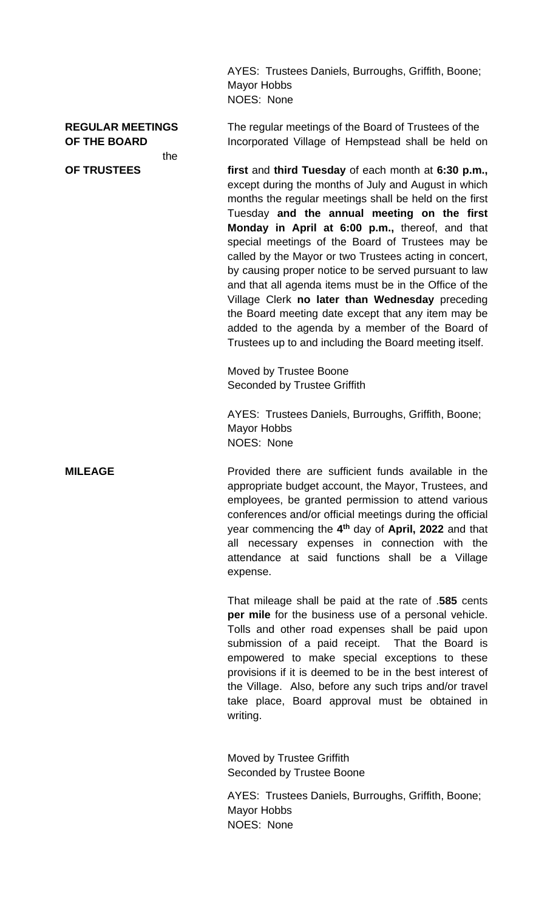AYES: Trustees Daniels, Burroughs, Griffith, Boone; Mayor Hobbs
NOES: None

**REGULAR MEETINGS OF THE BOARD OF TRUSTEES**

The regular meetings of the Board of Trustees of the Incorporated Village of Hempstead shall be held on the **first** and **third Tuesday** of each month at **6:30 p.m.,** except during the months of July and August in which months the regular meetings shall be held on the first Tuesday **and the annual meeting on the first Monday in April at 6:00 p.m.,** thereof, and that special meetings of the Board of Trustees may be called by the Mayor or two Trustees acting in concert, by causing proper notice to be served pursuant to law and that all agenda items must be in the Office of the Village Clerk **no later than Wednesday** preceding the Board meeting date except that any item may be added to the agenda by a member of the Board of Trustees up to and including the Board meeting itself.

Moved by Trustee Boone
Seconded by Trustee Griffith

AYES: Trustees Daniels, Burroughs, Griffith, Boone; Mayor Hobbs
NOES: None

**MILEAGE**

Provided there are sufficient funds available in the appropriate budget account, the Mayor, Trustees, and employees, be granted permission to attend various conferences and/or official meetings during the official year commencing the **4th** day of **April, 2022** and that all necessary expenses in connection with the attendance at said functions shall be a Village expense.

That mileage shall be paid at the rate of .**585** cents **per mile** for the business use of a personal vehicle. Tolls and other road expenses shall be paid upon submission of a paid receipt. That the Board is empowered to make special exceptions to these provisions if it is deemed to be in the best interest of the Village. Also, before any such trips and/or travel take place, Board approval must be obtained in writing.

Moved by Trustee Griffith
Seconded by Trustee Boone

AYES: Trustees Daniels, Burroughs, Griffith, Boone; Mayor Hobbs
NOES: None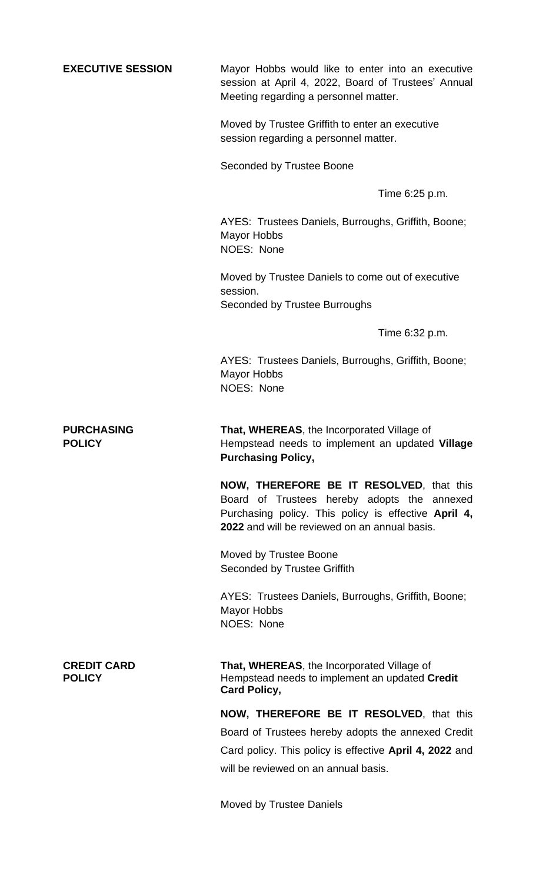**EXECUTIVE SESSION**

Mayor Hobbs would like to enter into an executive session at April 4, 2022, Board of Trustees' Annual Meeting regarding a personnel matter.

Moved by Trustee Griffith to enter an executive session regarding a personnel matter.

Seconded by Trustee Boone

Time 6:25 p.m.

AYES: Trustees Daniels, Burroughs, Griffith, Boone; Mayor Hobbs
NOES: None

Moved by Trustee Daniels to come out of executive session.
Seconded by Trustee Burroughs

Time 6:32 p.m.

AYES: Trustees Daniels, Burroughs, Griffith, Boone; Mayor Hobbs
NOES: None

**PURCHASING POLICY**

**That, WHEREAS**, the Incorporated Village of Hempstead needs to implement an updated **Village Purchasing Policy,**

**NOW, THEREFORE BE IT RESOLVED**, that this Board of Trustees hereby adopts the annexed Purchasing policy. This policy is effective **April 4, 2022** and will be reviewed on an annual basis.

Moved by Trustee Boone
Seconded by Trustee Griffith

AYES: Trustees Daniels, Burroughs, Griffith, Boone; Mayor Hobbs
NOES: None

**CREDIT CARD POLICY**

**That, WHEREAS**, the Incorporated Village of Hempstead needs to implement an updated **Credit Card Policy,**

**NOW, THEREFORE BE IT RESOLVED**, that this Board of Trustees hereby adopts the annexed Credit Card policy. This policy is effective **April 4, 2022** and will be reviewed on an annual basis.

Moved by Trustee Daniels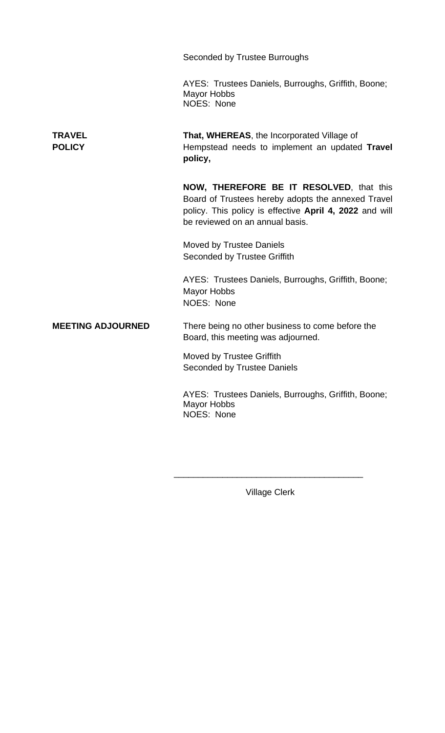Seconded by Trustee Burroughs

AYES: Trustees Daniels, Burroughs, Griffith, Boone; Mayor Hobbs
NOES: None

**TRAVEL POLICY**

**That, WHEREAS**, the Incorporated Village of Hempstead needs to implement an updated **Travel policy,**

**NOW, THEREFORE BE IT RESOLVED**, that this Board of Trustees hereby adopts the annexed Travel policy. This policy is effective **April 4, 2022** and will be reviewed on an annual basis.

Moved by Trustee Daniels
Seconded by Trustee Griffith

AYES: Trustees Daniels, Burroughs, Griffith, Boone; Mayor Hobbs
NOES: None

**MEETING ADJOURNED**

There being no other business to come before the Board, this meeting was adjourned.

Moved by Trustee Griffith
Seconded by Trustee Daniels

AYES: Trustees Daniels, Burroughs, Griffith, Boone; Mayor Hobbs
NOES: None

\_\_\_\_\_\_\_\_\_\_\_\_\_\_\_\_\_\_\_\_\_\_\_\_\_\_\_\_\_\_\_\_\_\_\_\_\_\_

Village Clerk